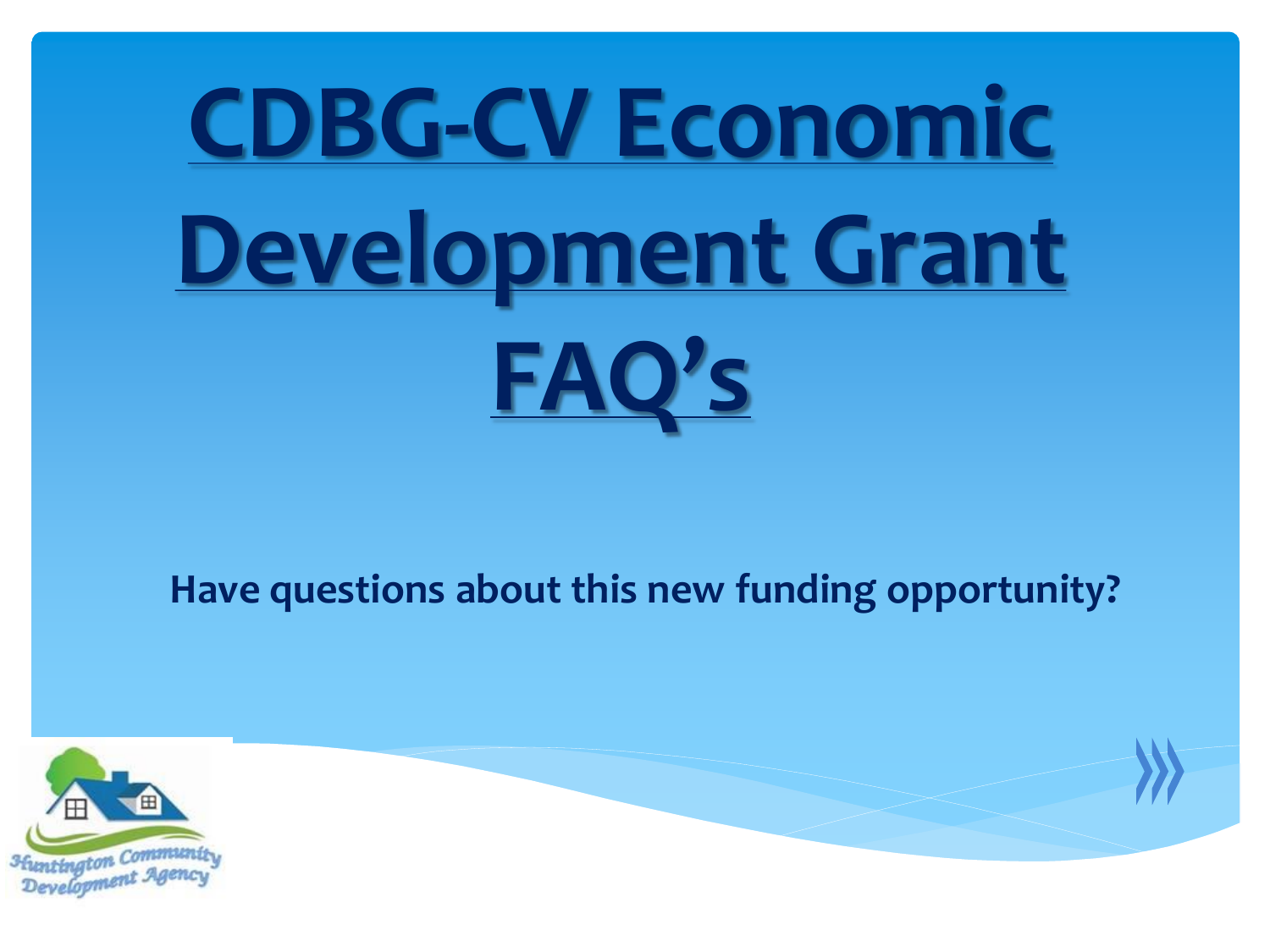# CDBG-CV Economic Development Grant FAQ's

**Have questions about this new funding opportunity?**

Huntington Community Development Agency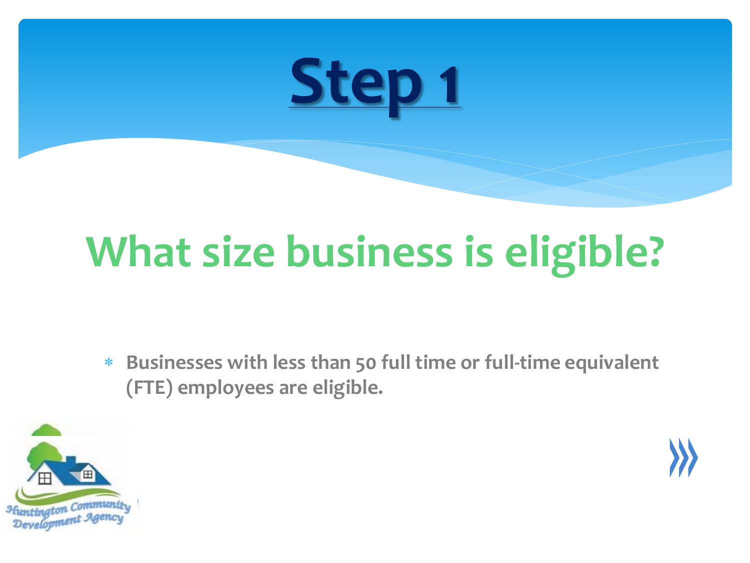# Step 1

## What size business is eligible?

- Businesses with less than 50 full time or full-time equivalent (FTE) employees are eligible.

Huntington Community Development Agency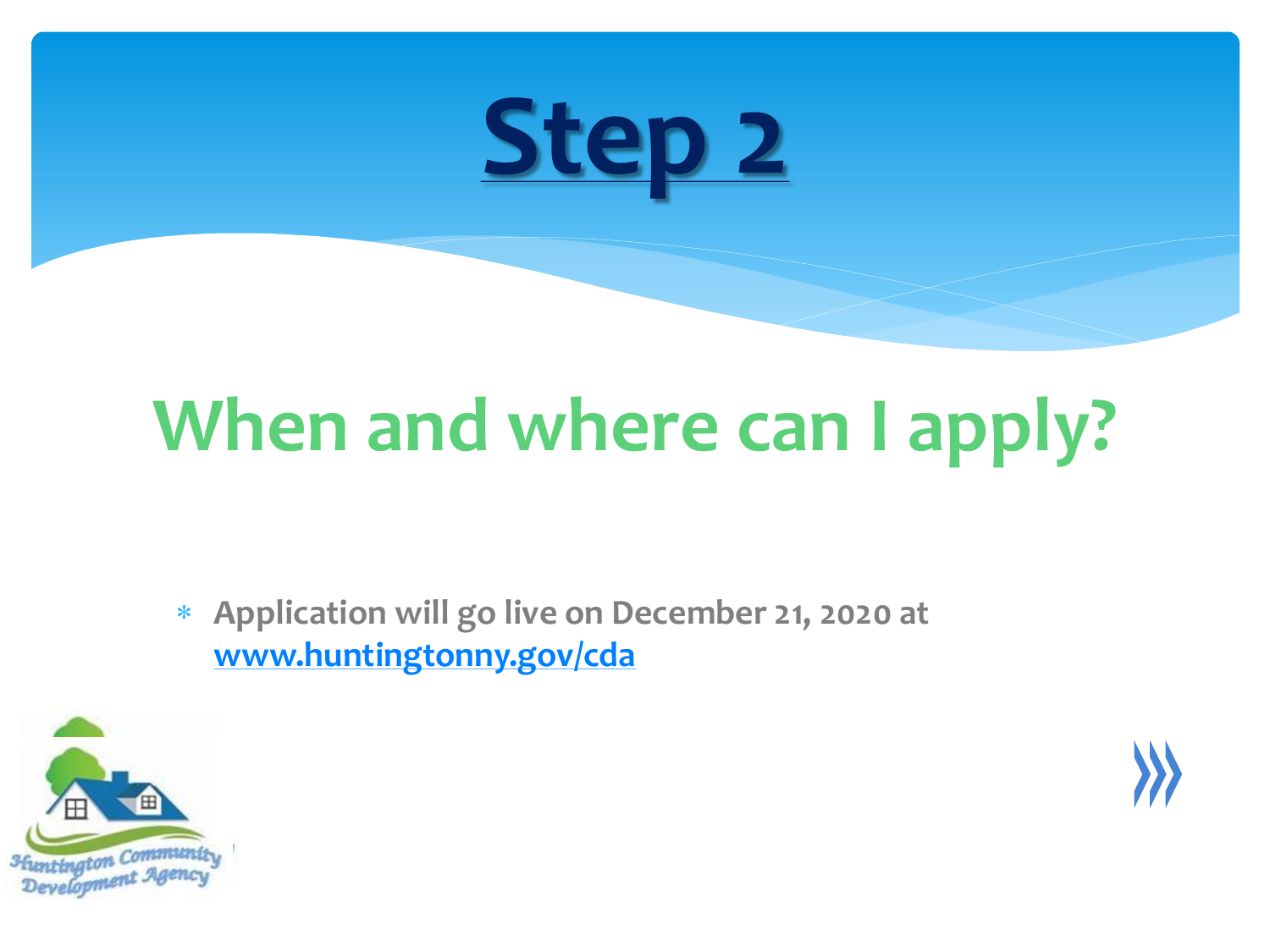# Step 2

## When and where can I apply?

- **Application will go live on December 21, 2020 at [www.huntingtonny.gov/cda](http://www.huntingtonny.gov/cda)**

Huntington Community Development Agency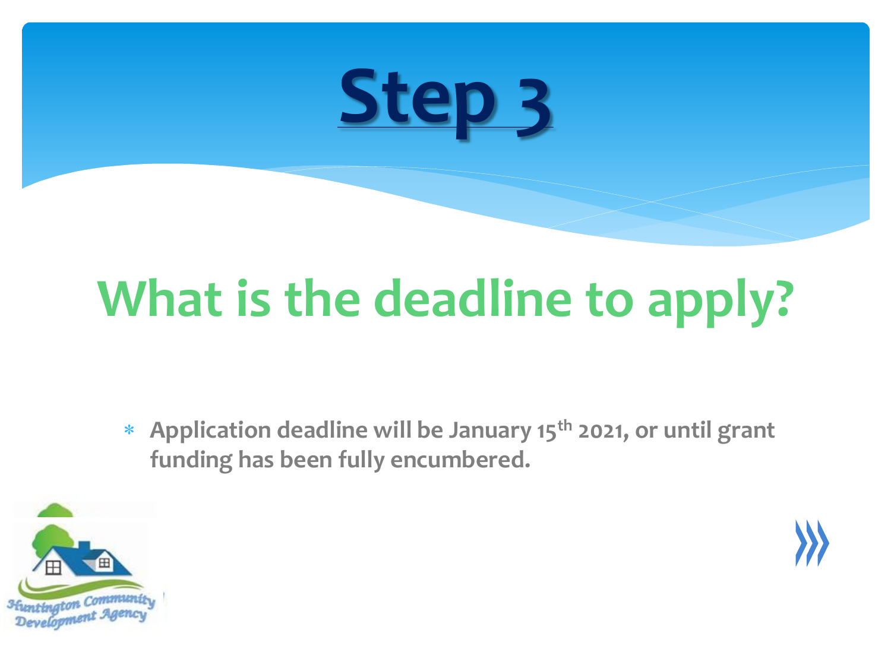# Step 3

## What is the deadline to apply?

* **Application deadline will be January 15th 2021, or until grant funding has been fully encumbered.**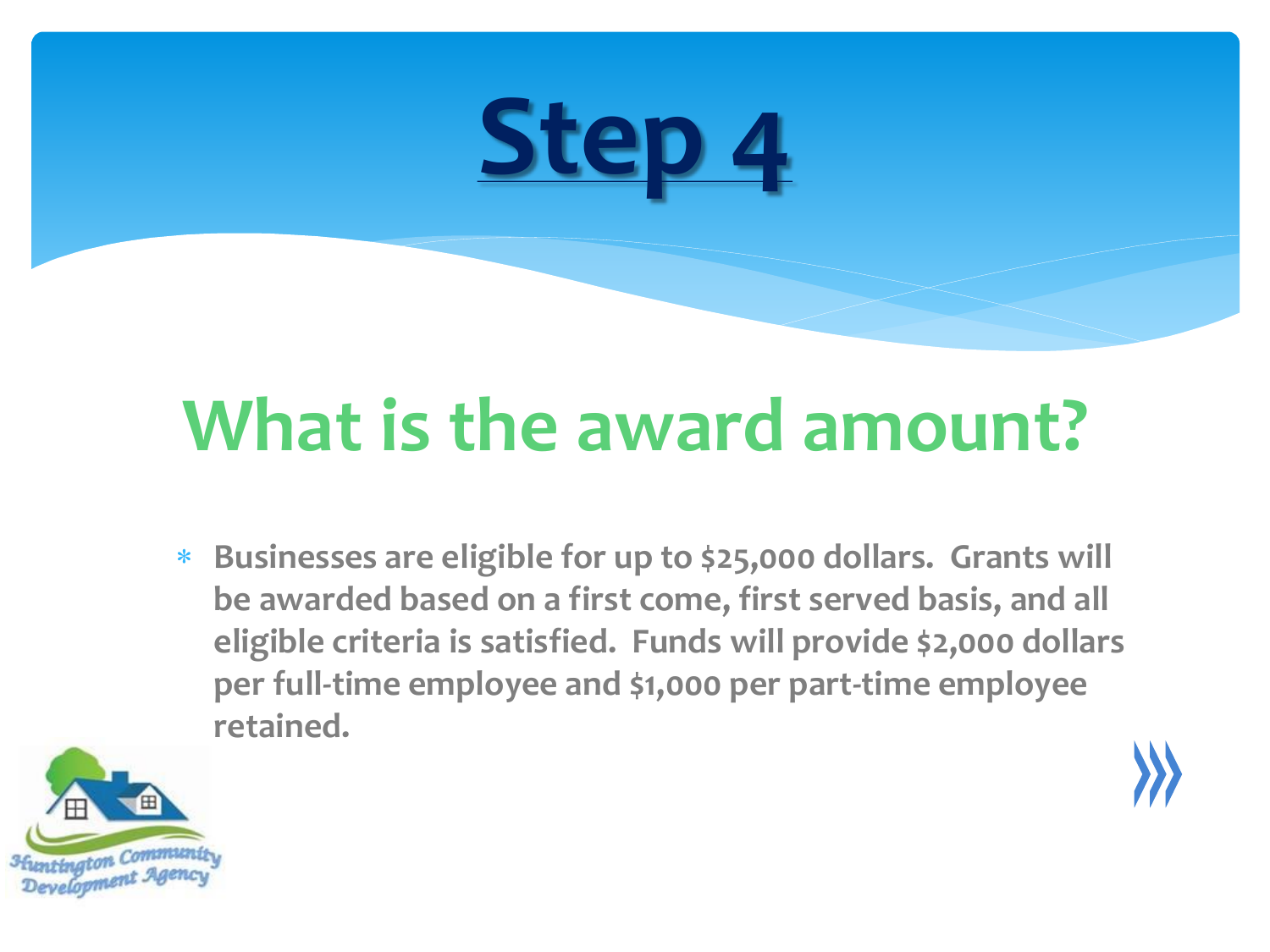# Step 4

## What is the award amount?

* Businesses are eligible for up to $25,000 dollars. Grants will be awarded based on a first come, first served basis, and all eligible criteria is satisfied. Funds will provide $2,000 dollars per full-time employee and $1,000 per part-time employee retained.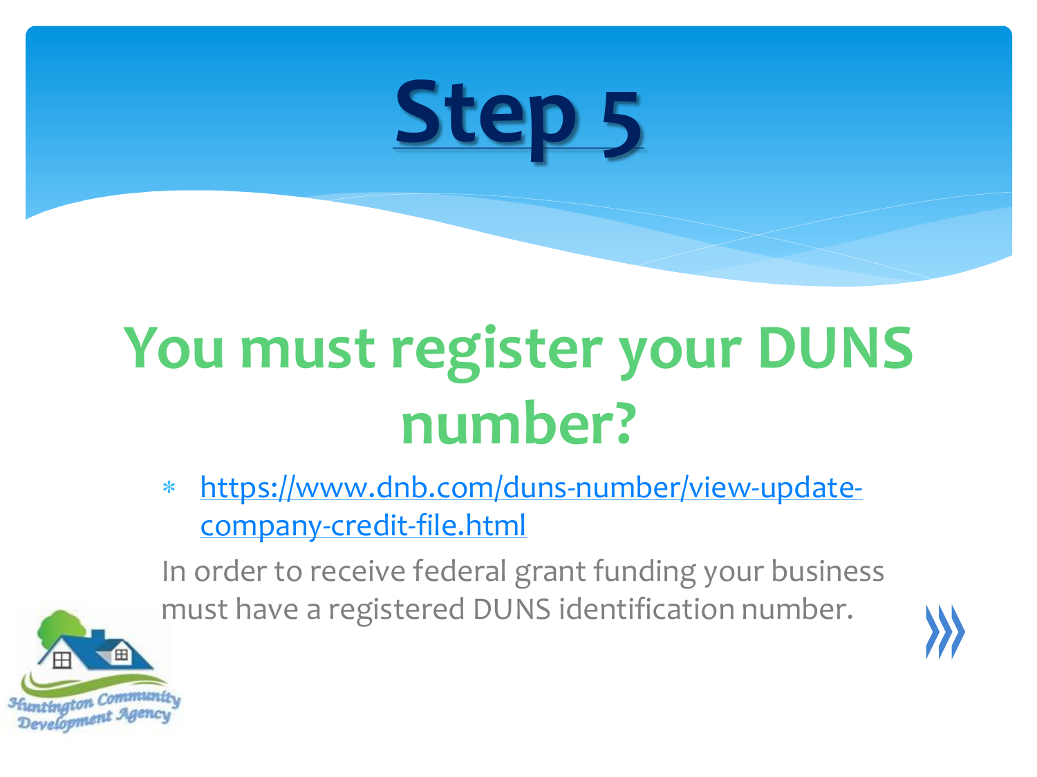# Step 5

## You must register your DUNS number?

* https://www.dnb.com/duns-number/view-update-company-credit-file.html

In order to receive federal grant funding your business must have a registered DUNS identification number.

Huntington Community Development Agency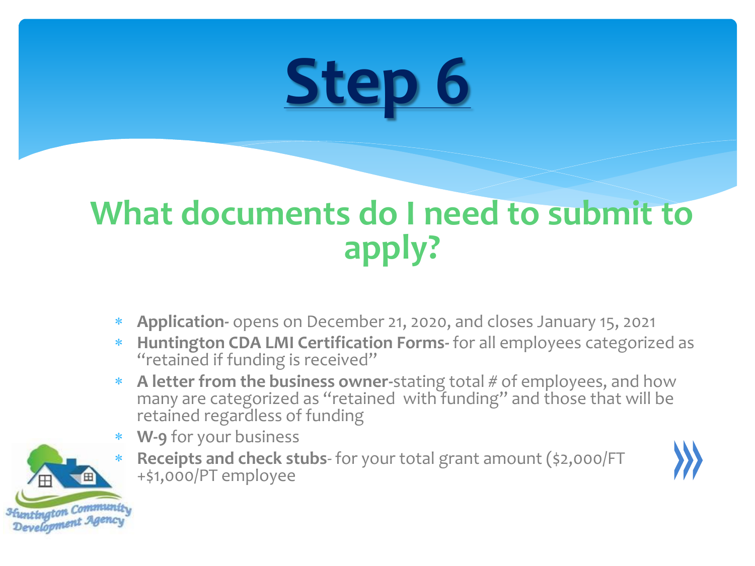# Step 6

## What documents do I need to submit to apply?

- **Application-** opens on December 21, 2020, and closes January 15, 2021
- **Huntington CDA LMI Certification Forms-** for all employees categorized as "retained if funding is received"
- **A letter from the business owner-**stating total # of employees, and how many are categorized as "retained with funding" and those that will be retained regardless of funding
- **W-9** for your business
- **Receipts and check stubs**- for your total grant amount ($2,000/FT +$1,000/PT employee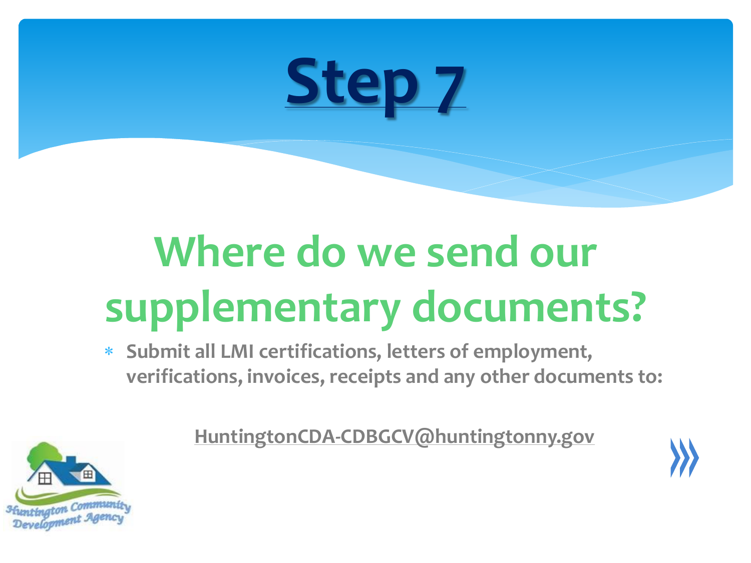# Step 7

## Where do we send our supplementary documents?

- **Submit all LMI certifications, letters of employment, verifications, invoices, receipts and any other documents to:**

**HuntingtonCDA-CDBGCV@huntingtonny.gov**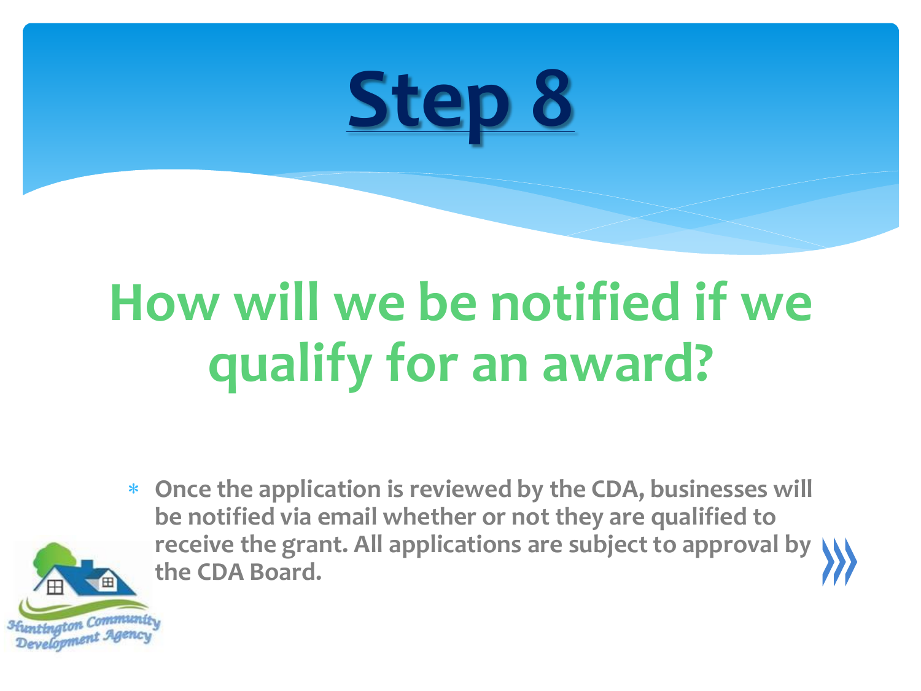# Step 8

## How will we be notified if we qualify for an award?

* **Once the application is reviewed by the CDA, businesses will be notified via email whether or not they are qualified to receive the grant. All applications are subject to approval by the CDA Board.**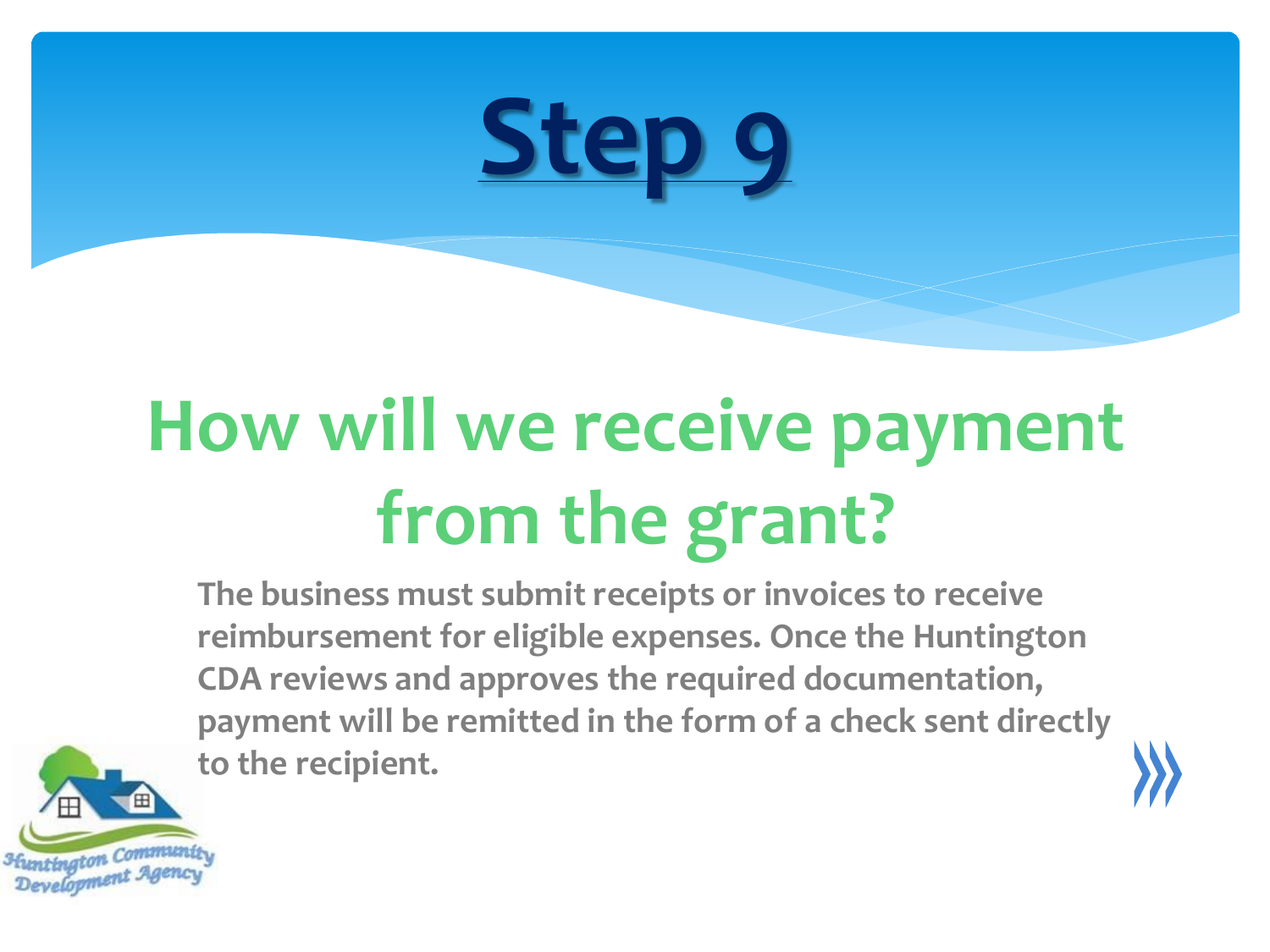# Step 9

## How will we receive payment from the grant?

**The business must submit receipts or invoices to receive reimbursement for eligible expenses. Once the Huntington CDA reviews and approves the required documentation, payment will be remitted in the form of a check sent directly to the recipient.**

Huntington Community Development Agency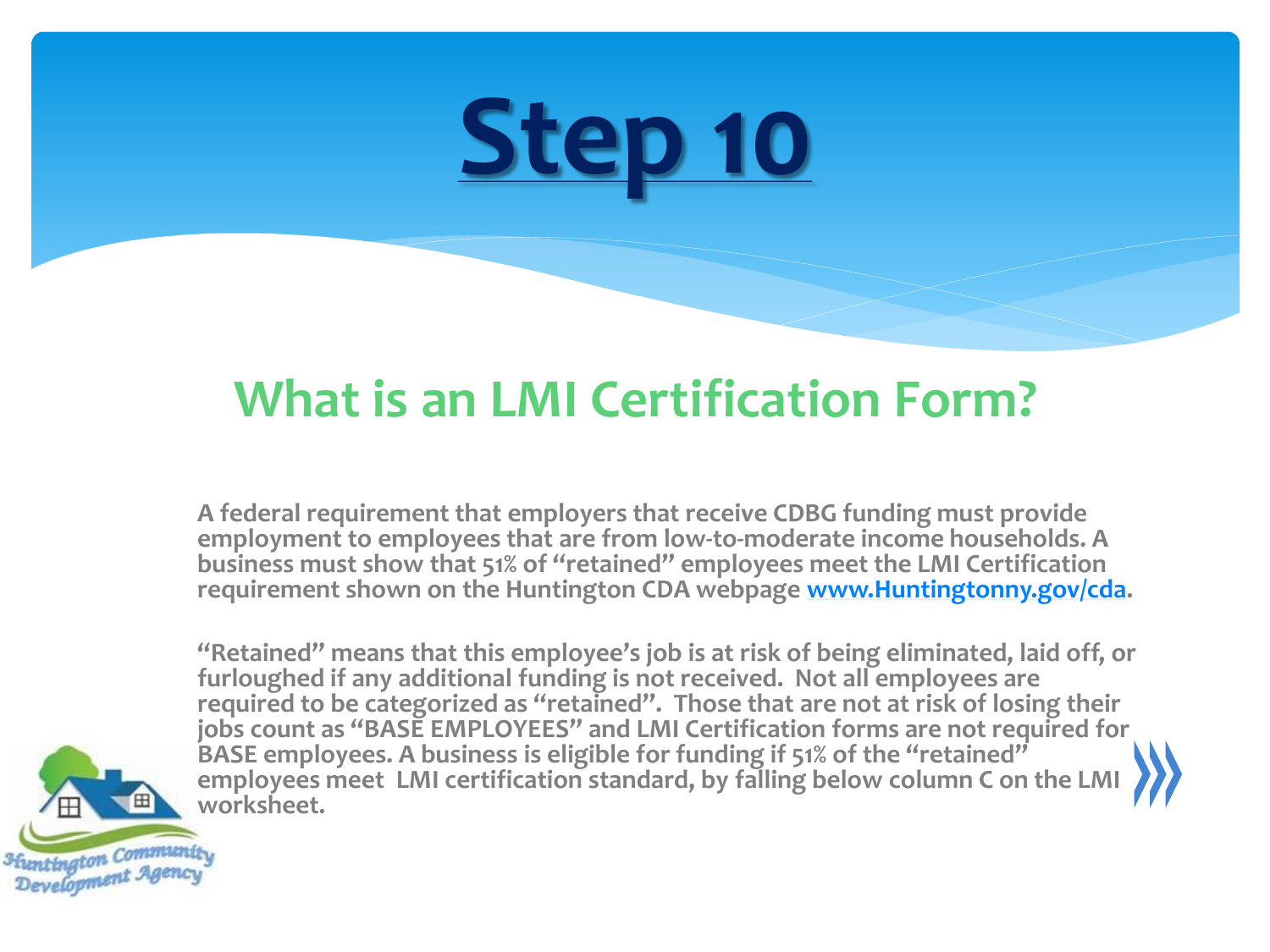# Step 10

## What is an LMI Certification Form?

A federal requirement that employers that receive CDBG funding must provide employment to employees that are from low-to-moderate income households. A business must show that 51% of "retained" employees meet the LMI Certification requirement shown on the Huntington CDA webpage www.Huntingtonny.gov/cda.

"Retained" means that this employee's job is at risk of being eliminated, laid off, or furloughed if any additional funding is not received. Not all employees are required to be categorized as "retained". Those that are not at risk of losing their jobs count as "BASE EMPLOYEES" and LMI Certification forms are not required for BASE employees. A business is eligible for funding if 51% of the "retained" employees meet LMI certification standard, by falling below column C on the LMI worksheet.

Huntington Community Development Agency